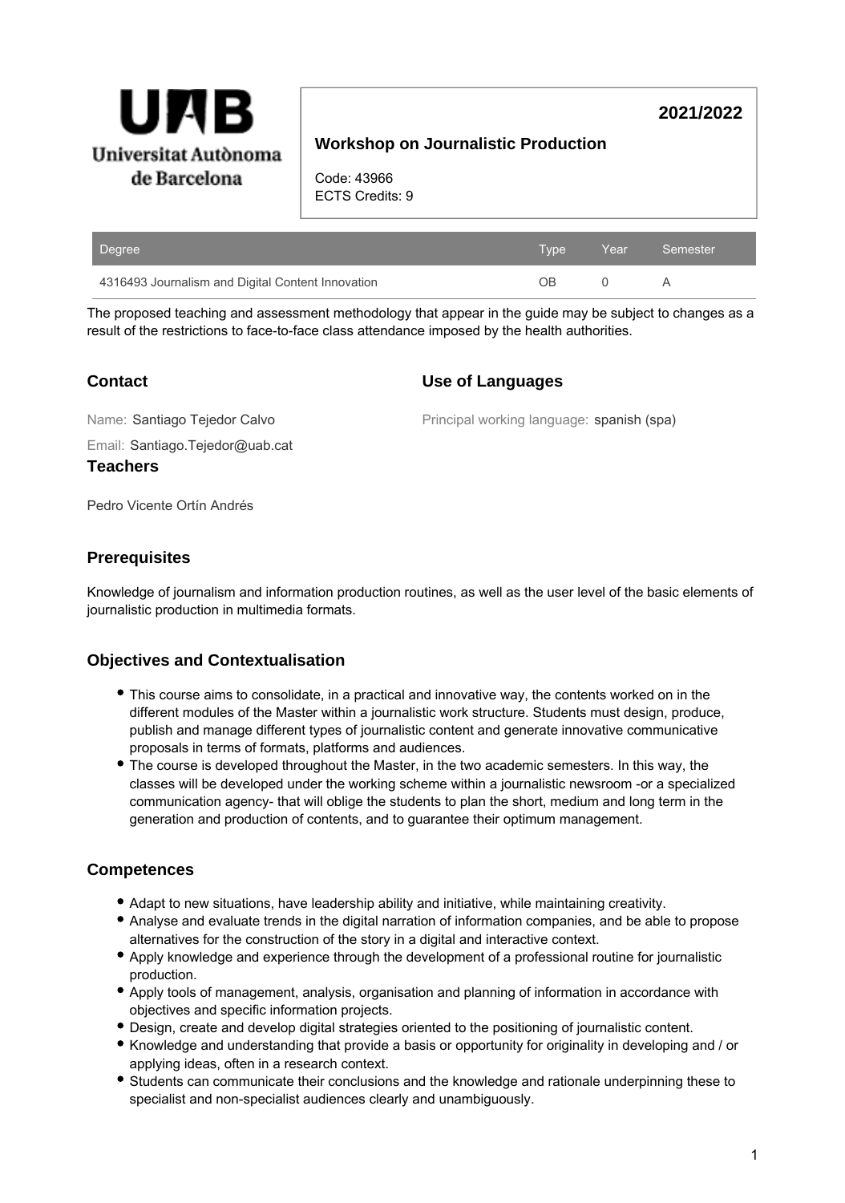Universitat Autònoma de Barcelona

# Workshop on Journalistic Production

**2021/2022**

Code: 43966
ECTS Credits: 9

| Degree | Type | Year | Semester |
| --- | --- | --- | --- |
| 4316493 Journalism and Digital Content Innovation | OB | 0 | A |

The proposed teaching and assessment methodology that appear in the guide may be subject to changes as a result of the restrictions to face-to-face class attendance imposed by the health authorities.

## Contact

Name: Santiago Tejedor Calvo

Email: Santiago.Tejedor@uab.cat

## Use of Languages

Principal working language: spanish (spa)

## Teachers

Pedro Vicente Ortín Andrés

## Prerequisites

Knowledge of journalism and information production routines, as well as the user level of the basic elements of journalistic production in multimedia formats.

## Objectives and Contextualisation

- This course aims to consolidate, in a practical and innovative way, the contents worked on in the different modules of the Master within a journalistic work structure. Students must design, produce, publish and manage different types of journalistic content and generate innovative communicative proposals in terms of formats, platforms and audiences.
- The course is developed throughout the Master, in the two academic semesters. In this way, the classes will be developed under the working scheme within a journalistic newsroom -or a specialized communication agency- that will oblige the students to plan the short, medium and long term in the generation and production of contents, and to guarantee their optimum management.

## Competences

- Adapt to new situations, have leadership ability and initiative, while maintaining creativity.
- Analyse and evaluate trends in the digital narration of information companies, and be able to propose alternatives for the construction of the story in a digital and interactive context.
- Apply knowledge and experience through the development of a professional routine for journalistic production.
- Apply tools of management, analysis, organisation and planning of information in accordance with objectives and specific information projects.
- Design, create and develop digital strategies oriented to the positioning of journalistic content.
- Knowledge and understanding that provide a basis or opportunity for originality in developing and / or applying ideas, often in a research context.
- Students can communicate their conclusions and the knowledge and rationale underpinning these to specialist and non-specialist audiences clearly and unambiguously.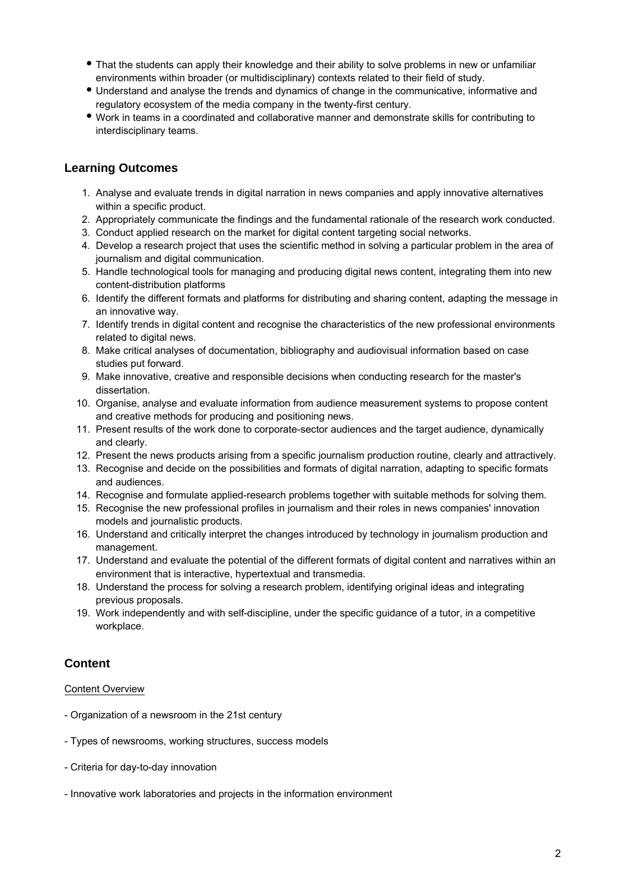- That the students can apply their knowledge and their ability to solve problems in new or unfamiliar environments within broader (or multidisciplinary) contexts related to their field of study.
- Understand and analyse the trends and dynamics of change in the communicative, informative and regulatory ecosystem of the media company in the twenty-first century.
- Work in teams in a coordinated and collaborative manner and demonstrate skills for contributing to interdisciplinary teams.

## Learning Outcomes

1. Analyse and evaluate trends in digital narration in news companies and apply innovative alternatives within a specific product.
2. Appropriately communicate the findings and the fundamental rationale of the research work conducted.
3. Conduct applied research on the market for digital content targeting social networks.
4. Develop a research project that uses the scientific method in solving a particular problem in the area of journalism and digital communication.
5. Handle technological tools for managing and producing digital news content, integrating them into new content-distribution platforms
6. Identify the different formats and platforms for distributing and sharing content, adapting the message in an innovative way.
7. Identify trends in digital content and recognise the characteristics of the new professional environments related to digital news.
8. Make critical analyses of documentation, bibliography and audiovisual information based on case studies put forward.
9. Make innovative, creative and responsible decisions when conducting research for the master's dissertation.
10. Organise, analyse and evaluate information from audience measurement systems to propose content and creative methods for producing and positioning news.
11. Present results of the work done to corporate-sector audiences and the target audience, dynamically and clearly.
12. Present the news products arising from a specific journalism production routine, clearly and attractively.
13. Recognise and decide on the possibilities and formats of digital narration, adapting to specific formats and audiences.
14. Recognise and formulate applied-research problems together with suitable methods for solving them.
15. Recognise the new professional profiles in journalism and their roles in news companies' innovation models and journalistic products.
16. Understand and critically interpret the changes introduced by technology in journalism production and management.
17. Understand and evaluate the potential of the different formats of digital content and narratives within an environment that is interactive, hypertextual and transmedia.
18. Understand the process for solving a research problem, identifying original ideas and integrating previous proposals.
19. Work independently and with self-discipline, under the specific guidance of a tutor, in a competitive workplace.

## Content

Content Overview

- Organization of a newsroom in the 21st century

- Types of newsrooms, working structures, success models

- Criteria for day-to-day innovation

- Innovative work laboratories and projects in the information environment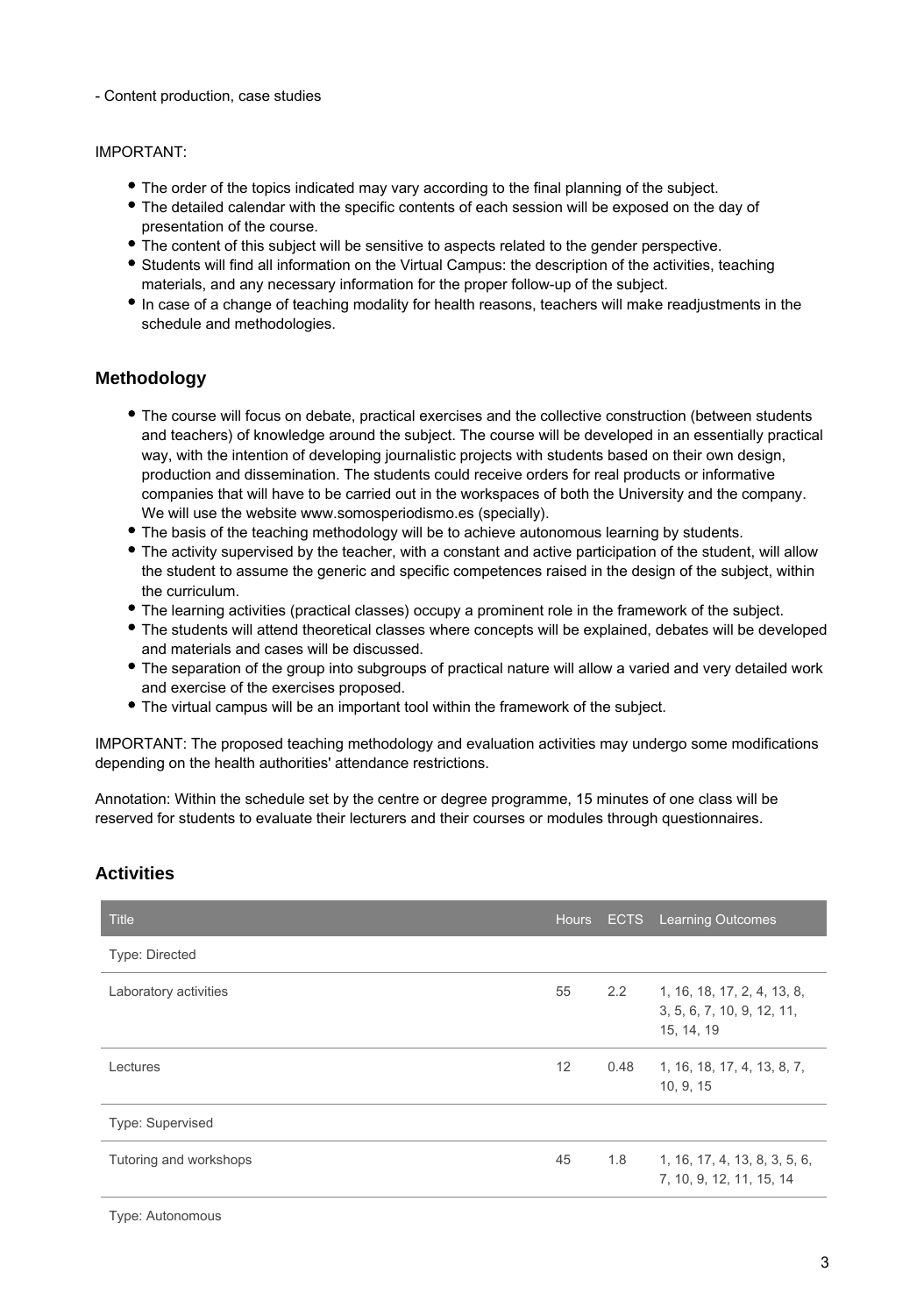- Content production, case studies

IMPORTANT:

- The order of the topics indicated may vary according to the final planning of the subject.
- The detailed calendar with the specific contents of each session will be exposed on the day of presentation of the course.
- The content of this subject will be sensitive to aspects related to the gender perspective.
- Students will find all information on the Virtual Campus: the description of the activities, teaching materials, and any necessary information for the proper follow-up of the subject.
- In case of a change of teaching modality for health reasons, teachers will make readjustments in the schedule and methodologies.

## Methodology

- The course will focus on debate, practical exercises and the collective construction (between students and teachers) of knowledge around the subject. The course will be developed in an essentially practical way, with the intention of developing journalistic projects with students based on their own design, production and dissemination. The students could receive orders for real products or informative companies that will have to be carried out in the workspaces of both the University and the company. We will use the website www.somosperiodismo.es (specially).
- The basis of the teaching methodology will be to achieve autonomous learning by students.
- The activity supervised by the teacher, with a constant and active participation of the student, will allow the student to assume the generic and specific competences raised in the design of the subject, within the curriculum.
- The learning activities (practical classes) occupy a prominent role in the framework of the subject.
- The students will attend theoretical classes where concepts will be explained, debates will be developed and materials and cases will be discussed.
- The separation of the group into subgroups of practical nature will allow a varied and very detailed work and exercise of the exercises proposed.
- The virtual campus will be an important tool within the framework of the subject.

IMPORTANT: The proposed teaching methodology and evaluation activities may undergo some modifications depending on the health authorities' attendance restrictions.

Annotation: Within the schedule set by the centre or degree programme, 15 minutes of one class will be reserved for students to evaluate their lecturers and their courses or modules through questionnaires.

## Activities

| Title | Hours | ECTS | Learning Outcomes |
|---|---|---|---|
| Type: Directed | | | |
| Laboratory activities | 55 | 2.2 | 1, 16, 18, 17, 2, 4, 13, 8, 3, 5, 6, 7, 10, 9, 12, 11, 15, 14, 19 |
| Lectures | 12 | 0.48 | 1, 16, 18, 17, 4, 13, 8, 7, 10, 9, 15 |
| Type: Supervised | | | |
| Tutoring and workshops | 45 | 1.8 | 1, 16, 17, 4, 13, 8, 3, 5, 6, 7, 10, 9, 12, 11, 15, 14 |
| Type: Autonomous | | | |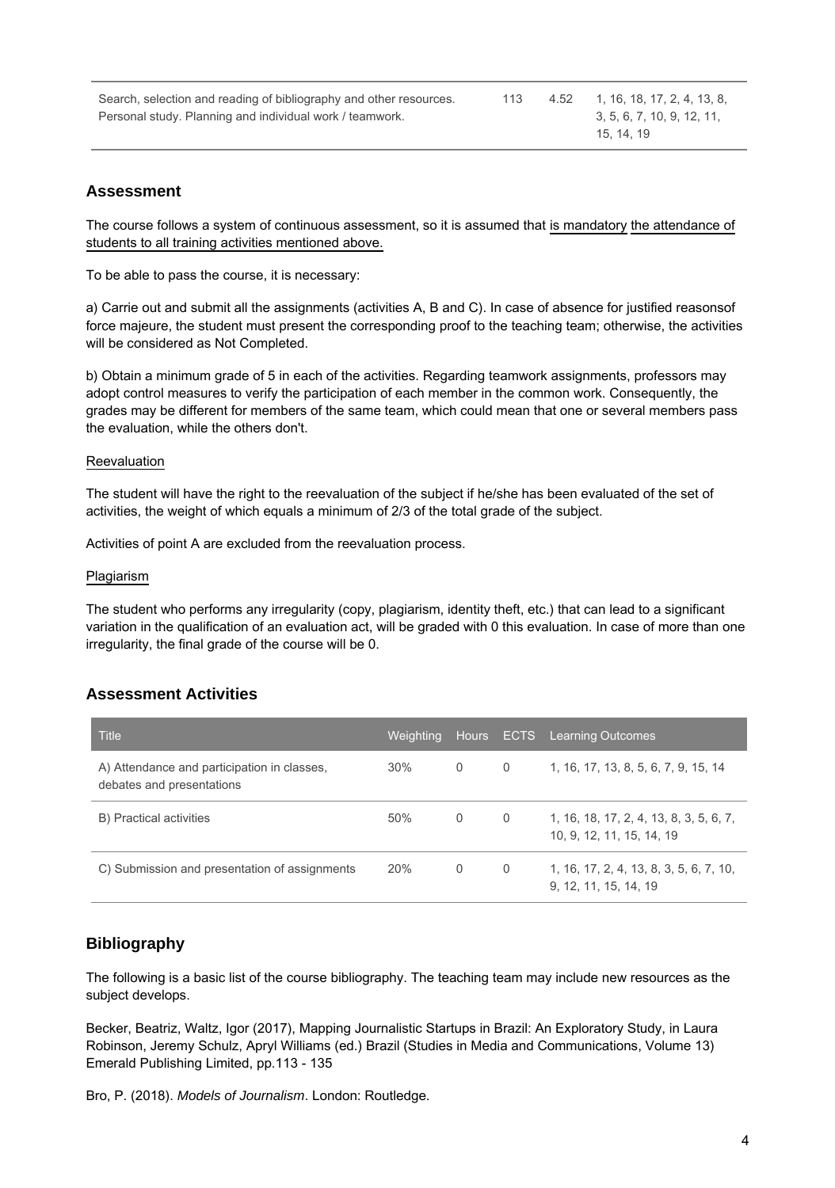| | | | |
|---|---|---|---|
| Search, selection and reading of bibliography and other resources. Personal study. Planning and individual work / teamwork. | 113 | 4.52 | 1, 16, 18, 17, 2, 4, 13, 8, 3, 5, 6, 7, 10, 9, 12, 11, 15, 14, 19 |

## Assessment

The course follows a system of continuous assessment, so it is assumed that is mandatory the attendance of students to all training activities mentioned above.

To be able to pass the course, it is necessary:

a) Carrie out and submit all the assignments (activities A, B and C). In case of absence for justified reasonsof force majeure, the student must present the corresponding proof to the teaching team; otherwise, the activities will be considered as Not Completed.

b) Obtain a minimum grade of 5 in each of the activities. Regarding teamwork assignments, professors may adopt control measures to verify the participation of each member in the common work. Consequently, the grades may be different for members of the same team, which could mean that one or several members pass the evaluation, while the others don't.

Reevaluation

The student will have the right to the reevaluation of the subject if he/she has been evaluated of the set of activities, the weight of which equals a minimum of 2/3 of the total grade of the subject.

Activities of point A are excluded from the reevaluation process.

Plagiarism

The student who performs any irregularity (copy, plagiarism, identity theft, etc.) that can lead to a significant variation in the qualification of an evaluation act, will be graded with 0 this evaluation. In case of more than one irregularity, the final grade of the course will be 0.

## Assessment Activities

| Title | Weighting | Hours | ECTS | Learning Outcomes |
|---|---|---|---|---|
| A) Attendance and participation in classes, debates and presentations | 30% | 0 | 0 | 1, 16, 17, 13, 8, 5, 6, 7, 9, 15, 14 |
| B) Practical activities | 50% | 0 | 0 | 1, 16, 18, 17, 2, 4, 13, 8, 3, 5, 6, 7, 10, 9, 12, 11, 15, 14, 19 |
| C) Submission and presentation of assignments | 20% | 0 | 0 | 1, 16, 17, 2, 4, 13, 8, 3, 5, 6, 7, 10, 9, 12, 11, 15, 14, 19 |

## Bibliography

The following is a basic list of the course bibliography. The teaching team may include new resources as the subject develops.

Becker, Beatriz, Waltz, Igor (2017), Mapping Journalistic Startups in Brazil: An Exploratory Study, in Laura Robinson, Jeremy Schulz, Apryl Williams (ed.) Brazil (Studies in Media and Communications, Volume 13) Emerald Publishing Limited, pp.113 - 135

Bro, P. (2018). *Models of Journalism*. London: Routledge.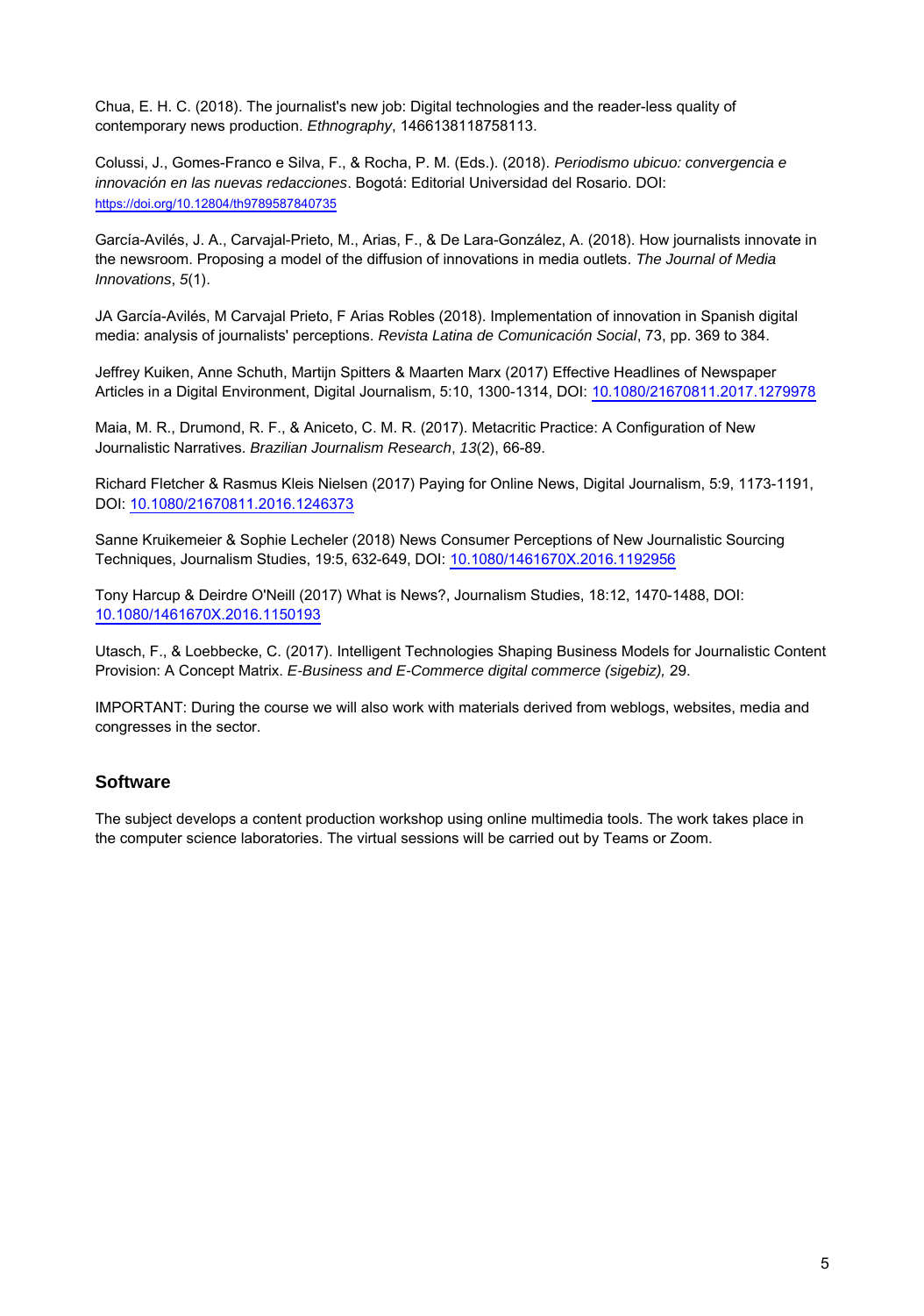Chua, E. H. C. (2018). The journalist's new job: Digital technologies and the reader-less quality of contemporary news production. *Ethnography*, 1466138118758113.

Colussi, J., Gomes-Franco e Silva, F., & Rocha, P. M. (Eds.). (2018). *Periodismo ubicuo: convergencia e innovación en las nuevas redacciones*. Bogotá: Editorial Universidad del Rosario. DOI: https://doi.org/10.12804/th9789587840735

García-Avilés, J. A., Carvajal-Prieto, M., Arias, F., & De Lara-González, A. (2018). How journalists innovate in the newsroom. Proposing a model of the diffusion of innovations in media outlets. *The Journal of Media Innovations*, *5*(1).

JA García-Avilés, M Carvajal Prieto, F Arias Robles (2018). Implementation of innovation in Spanish digital media: analysis of journalists' perceptions. *Revista Latina de Comunicación Social*, 73, pp. 369 to 384.

Jeffrey Kuiken, Anne Schuth, Martijn Spitters & Maarten Marx (2017) Effective Headlines of Newspaper Articles in a Digital Environment, Digital Journalism, 5:10, 1300-1314, DOI: 10.1080/21670811.2017.1279978

Maia, M. R., Drumond, R. F., & Aniceto, C. M. R. (2017). Metacritic Practice: A Configuration of New Journalistic Narratives. *Brazilian Journalism Research*, *13*(2), 66-89.

Richard Fletcher & Rasmus Kleis Nielsen (2017) Paying for Online News, Digital Journalism, 5:9, 1173-1191, DOI: 10.1080/21670811.2016.1246373

Sanne Kruikemeier & Sophie Lecheler (2018) News Consumer Perceptions of New Journalistic Sourcing Techniques, Journalism Studies, 19:5, 632-649, DOI: 10.1080/1461670X.2016.1192956

Tony Harcup & Deirdre O'Neill (2017) What is News?, Journalism Studies, 18:12, 1470-1488, DOI: 10.1080/1461670X.2016.1150193

Utasch, F., & Loebbecke, C. (2017). Intelligent Technologies Shaping Business Models for Journalistic Content Provision: A Concept Matrix. *E-Business and E-Commerce digital commerce (sigebiz),* 29.

IMPORTANT: During the course we will also work with materials derived from weblogs, websites, media and congresses in the sector.

## Software

The subject develops a content production workshop using online multimedia tools. The work takes place in the computer science laboratories. The virtual sessions will be carried out by Teams or Zoom.